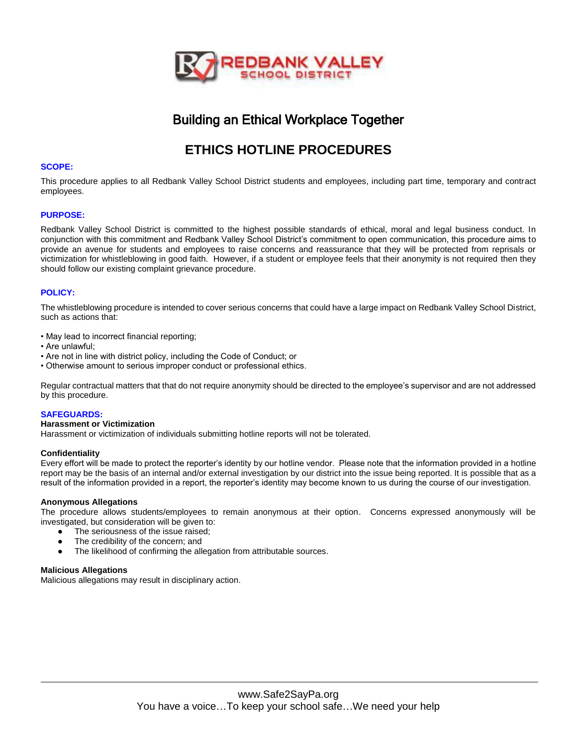REDBANK VALLEY
SCHOOL DISTRICT

# Building an Ethical Workplace Together

## ETHICS HOTLINE PROCEDURES

### SCOPE:

This procedure applies to all Redbank Valley School District students and employees, including part time, temporary and contract employees.

### PURPOSE:

Redbank Valley School District is committed to the highest possible standards of ethical, moral and legal business conduct. In conjunction with this commitment and Redbank Valley School District's commitment to open communication, this procedure aims to provide an avenue for students and employees to raise concerns and reassurance that they will be protected from reprisals or victimization for whistleblowing in good faith. However, if a student or employee feels that their anonymity is not required then they should follow our existing complaint grievance procedure.

### POLICY:

The whistleblowing procedure is intended to cover serious concerns that could have a large impact on Redbank Valley School District, such as actions that:

- May lead to incorrect financial reporting;
- Are unlawful;
- Are not in line with district policy, including the Code of Conduct; or
- Otherwise amount to serious improper conduct or professional ethics.

Regular contractual matters that that do not require anonymity should be directed to the employee's supervisor and are not addressed by this procedure.

### SAFEGUARDS:

**Harassment or Victimization**

Harassment or victimization of individuals submitting hotline reports will not be tolerated.

**Confidentiality**

Every effort will be made to protect the reporter's identity by our hotline vendor. Please note that the information provided in a hotline report may be the basis of an internal and/or external investigation by our district into the issue being reported. It is possible that as a result of the information provided in a report, the reporter's identity may become known to us during the course of our investigation.

**Anonymous Allegations**

The procedure allows students/employees to remain anonymous at their option. Concerns expressed anonymously will be investigated, but consideration will be given to:

- The seriousness of the issue raised;
- The credibility of the concern; and
- The likelihood of confirming the allegation from attributable sources.

**Malicious Allegations**

Malicious allegations may result in disciplinary action.

---

www.Safe2SayPa.org
You have a voice…To keep your school safe…We need your help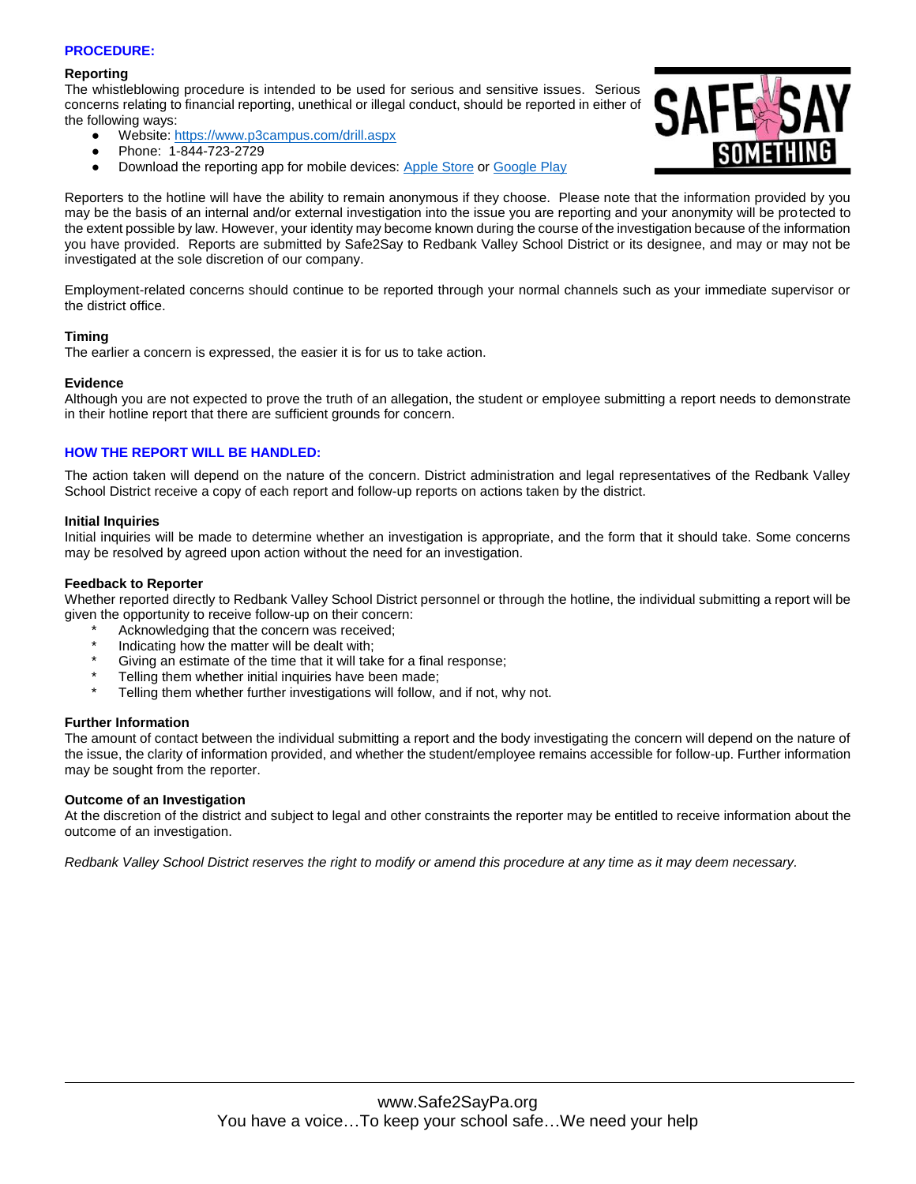## PROCEDURE:

**Reporting**

The whistleblowing procedure is intended to be used for serious and sensitive issues. Serious concerns relating to financial reporting, unethical or illegal conduct, should be reported in either of the following ways:

- Website: [https://www.p3campus.com/drill.aspx](https://www.p3campus.com/drill.aspx)
- Phone: 1-844-723-2729
- Download the reporting app for mobile devices: Apple Store or Google Play

Reporters to the hotline will have the ability to remain anonymous if they choose. Please note that the information provided by you may be the basis of an internal and/or external investigation into the issue you are reporting and your anonymity will be protected to the extent possible by law. However, your identity may become known during the course of the investigation because of the information you have provided. Reports are submitted by Safe2Say to Redbank Valley School District or its designee, and may or may not be investigated at the sole discretion of our company.

Employment-related concerns should continue to be reported through your normal channels such as your immediate supervisor or the district office.

**Timing**

The earlier a concern is expressed, the easier it is for us to take action.

**Evidence**

Although you are not expected to prove the truth of an allegation, the student or employee submitting a report needs to demonstrate in their hotline report that there are sufficient grounds for concern.

## HOW THE REPORT WILL BE HANDLED:

The action taken will depend on the nature of the concern. District administration and legal representatives of the Redbank Valley School District receive a copy of each report and follow-up reports on actions taken by the district.

**Initial Inquiries**

Initial inquiries will be made to determine whether an investigation is appropriate, and the form that it should take. Some concerns may be resolved by agreed upon action without the need for an investigation.

**Feedback to Reporter**

Whether reported directly to Redbank Valley School District personnel or through the hotline, the individual submitting a report will be given the opportunity to receive follow-up on their concern:

* Acknowledging that the concern was received;
* Indicating how the matter will be dealt with;
* Giving an estimate of the time that it will take for a final response;
* Telling them whether initial inquiries have been made;
* Telling them whether further investigations will follow, and if not, why not.

**Further Information**

The amount of contact between the individual submitting a report and the body investigating the concern will depend on the nature of the issue, the clarity of information provided, and whether the student/employee remains accessible for follow-up. Further information may be sought from the reporter.

**Outcome of an Investigation**

At the discretion of the district and subject to legal and other constraints the reporter may be entitled to receive information about the outcome of an investigation.

*Redbank Valley School District reserves the right to modify or amend this procedure at any time as it may deem necessary.*

www.Safe2SayPa.org
You have a voice…To keep your school safe…We need your help